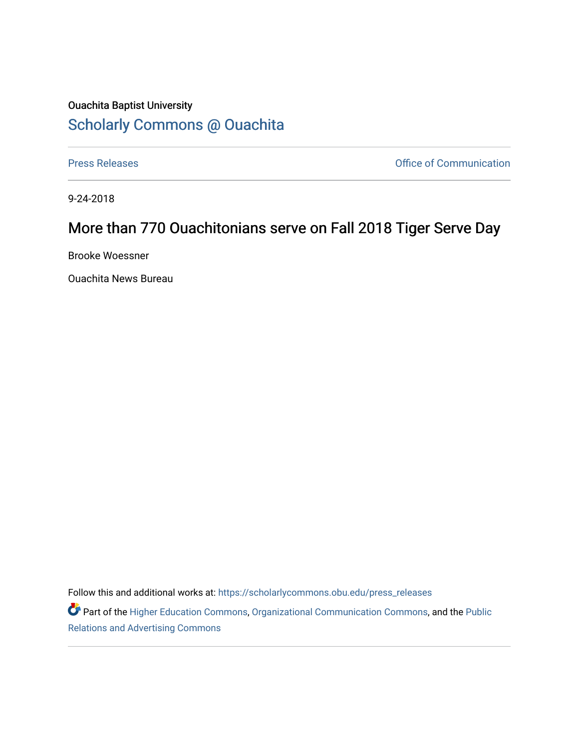Ouachita Baptist University

# Scholarly Commons @ Ouachita

Press Releases | Office of Communication

9-24-2018

## More than 770 Ouachitonians serve on Fall 2018 Tiger Serve Day

Brooke Woessner

Ouachita News Bureau

Follow this and additional works at: https://scholarlycommons.obu.edu/press_releases

Part of the Higher Education Commons, Organizational Communication Commons, and the Public Relations and Advertising Commons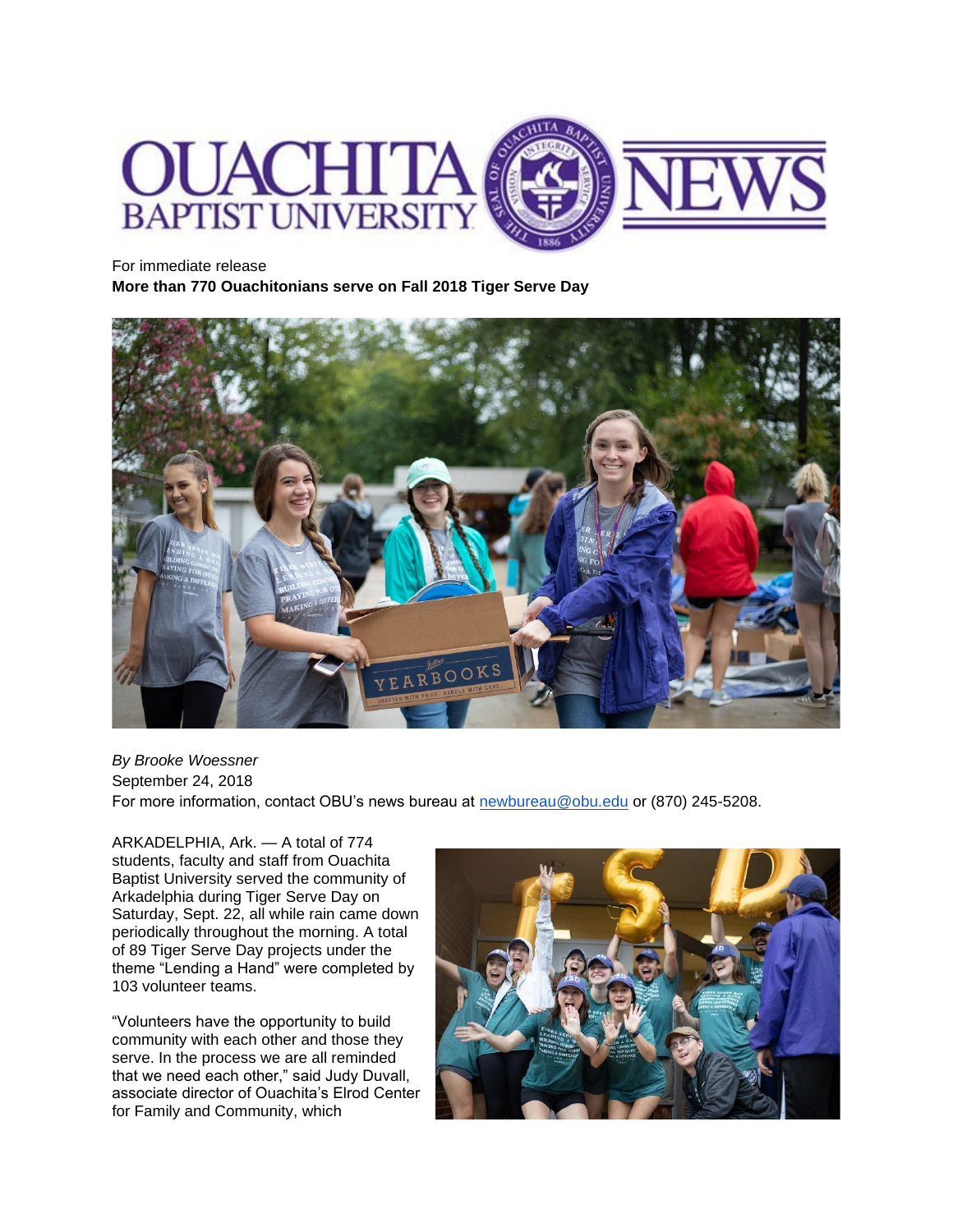For immediate release

**More than 770 Ouachitonians serve on Fall 2018 Tiger Serve Day**

*By Brooke Woessner*

September 24, 2018

For more information, contact OBU's news bureau at newbureau@obu.edu or (870) 245-5208.

ARKADELPHIA, Ark. — A total of 774 students, faculty and staff from Ouachita Baptist University served the community of Arkadelphia during Tiger Serve Day on Saturday, Sept. 22, all while rain came down periodically throughout the morning. A total of 89 Tiger Serve Day projects under the theme "Lending a Hand" were completed by 103 volunteer teams.

"Volunteers have the opportunity to build community with each other and those they serve. In the process we are all reminded that we need each other," said Judy Duvall, associate director of Ouachita's Elrod Center for Family and Community, which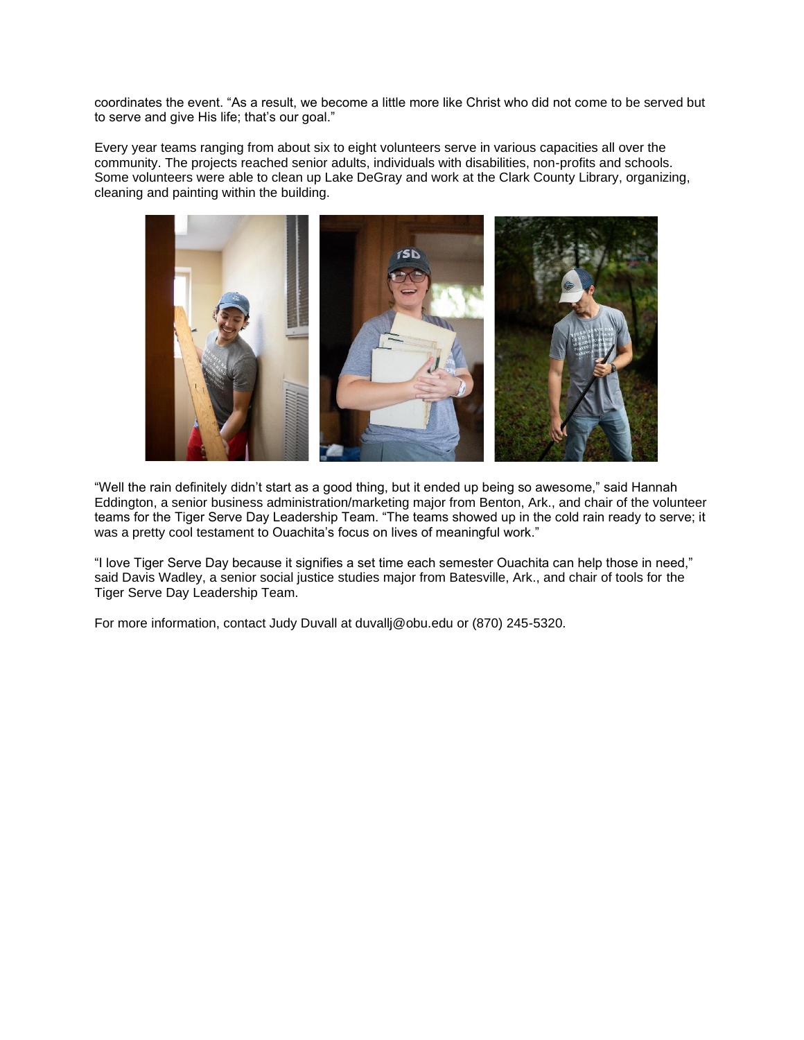coordinates the event. “As a result, we become a little more like Christ who did not come to be served but to serve and give His life; that’s our goal.”

Every year teams ranging from about six to eight volunteers serve in various capacities all over the community. The projects reached senior adults, individuals with disabilities, non-profits and schools. Some volunteers were able to clean up Lake DeGray and work at the Clark County Library, organizing, cleaning and painting within the building.

“Well the rain definitely didn’t start as a good thing, but it ended up being so awesome,” said Hannah Eddington, a senior business administration/marketing major from Benton, Ark., and chair of the volunteer teams for the Tiger Serve Day Leadership Team. “The teams showed up in the cold rain ready to serve; it was a pretty cool testament to Ouachita’s focus on lives of meaningful work.”

“I love Tiger Serve Day because it signifies a set time each semester Ouachita can help those in need,” said Davis Wadley, a senior social justice studies major from Batesville, Ark., and chair of tools for the Tiger Serve Day Leadership Team.

For more information, contact Judy Duvall at duvallj@obu.edu or (870) 245-5320.